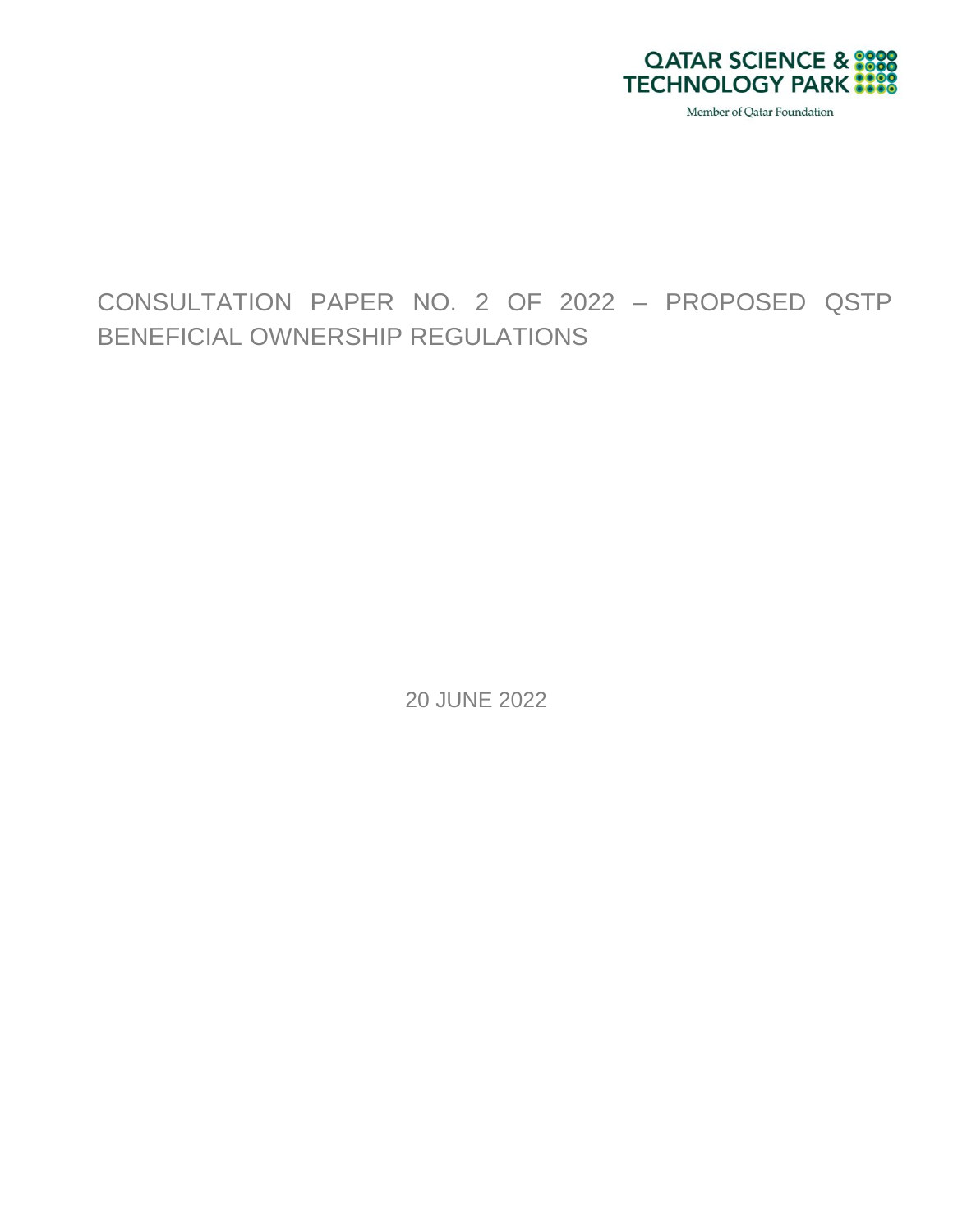QATAR SCIENCE & TECHNOLOGY PARK

Member of Qatar Foundation

# CONSULTATION PAPER NO. 2 OF 2022 – PROPOSED QSTP BENEFICIAL OWNERSHIP REGULATIONS

20 JUNE 2022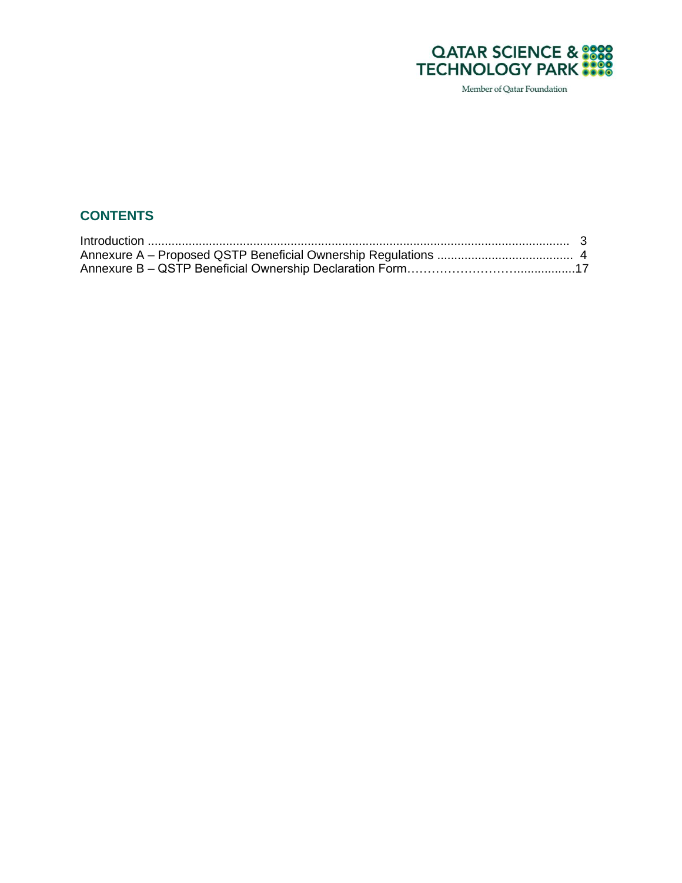## CONTENTS

Introduction ........................................................................................................................ 3
Annexure A – Proposed QSTP Beneficial Ownership Regulations ........................................ 4
Annexure B – QSTP Beneficial Ownership Declaration Form……………………….................17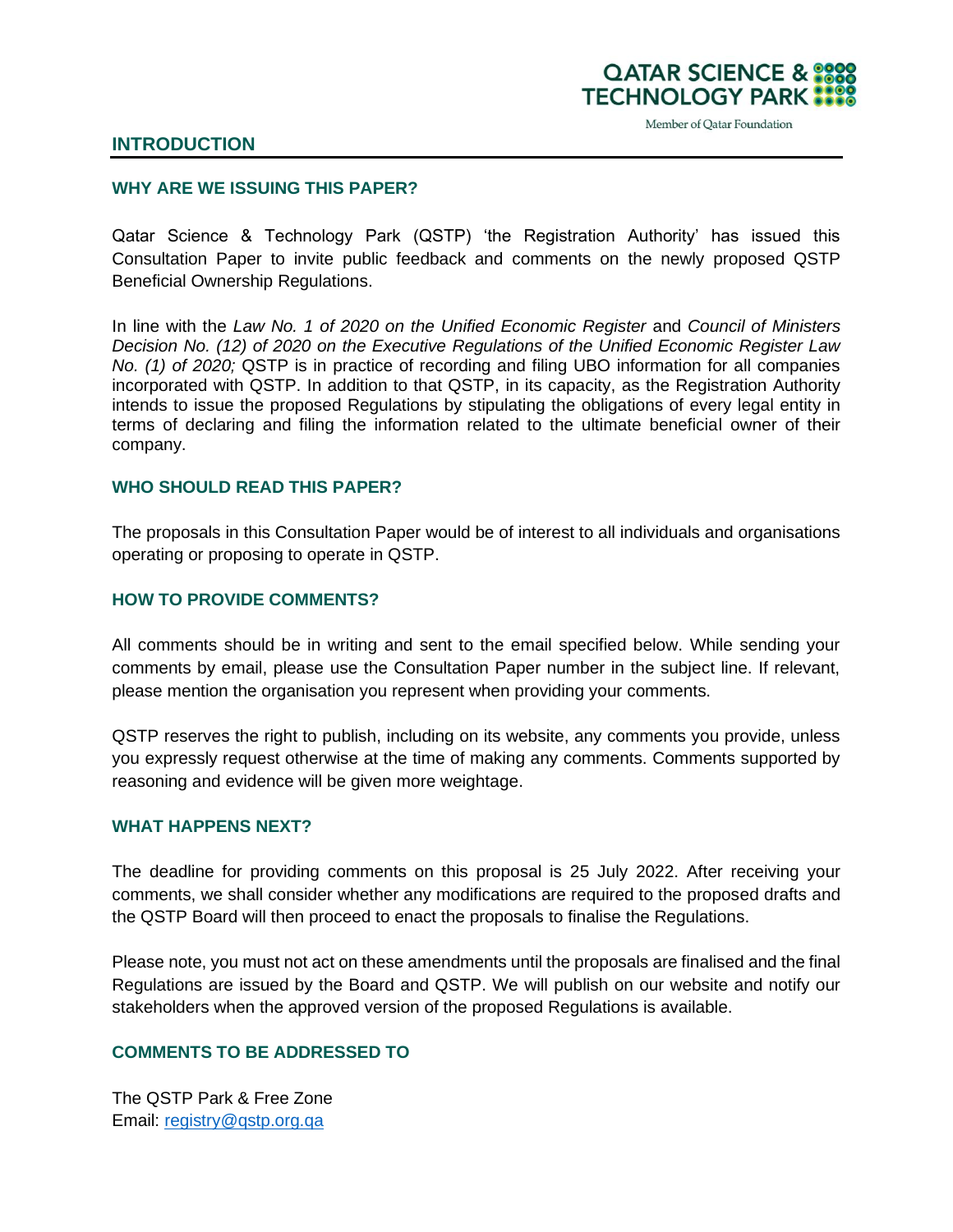# INTRODUCTION

## WHY ARE WE ISSUING THIS PAPER?

Qatar Science & Technology Park (QSTP) 'the Registration Authority' has issued this Consultation Paper to invite public feedback and comments on the newly proposed QSTP Beneficial Ownership Regulations.

In line with the *Law No. 1 of 2020 on the Unified Economic Register* and *Council of Ministers Decision No. (12) of 2020 on the Executive Regulations of the Unified Economic Register Law No. (1) of 2020;* QSTP is in practice of recording and filing UBO information for all companies incorporated with QSTP. In addition to that QSTP, in its capacity, as the Registration Authority intends to issue the proposed Regulations by stipulating the obligations of every legal entity in terms of declaring and filing the information related to the ultimate beneficial owner of their company.

## WHO SHOULD READ THIS PAPER?

The proposals in this Consultation Paper would be of interest to all individuals and organisations operating or proposing to operate in QSTP.

## HOW TO PROVIDE COMMENTS?

All comments should be in writing and sent to the email specified below. While sending your comments by email, please use the Consultation Paper number in the subject line. If relevant, please mention the organisation you represent when providing your comments.

QSTP reserves the right to publish, including on its website, any comments you provide, unless you expressly request otherwise at the time of making any comments. Comments supported by reasoning and evidence will be given more weightage.

## WHAT HAPPENS NEXT?

The deadline for providing comments on this proposal is 25 July 2022. After receiving your comments, we shall consider whether any modifications are required to the proposed drafts and the QSTP Board will then proceed to enact the proposals to finalise the Regulations.

Please note, you must not act on these amendments until the proposals are finalised and the final Regulations are issued by the Board and QSTP. We will publish on our website and notify our stakeholders when the approved version of the proposed Regulations is available.

## COMMENTS TO BE ADDRESSED TO

The QSTP Park & Free Zone
Email: registry@qstp.org.qa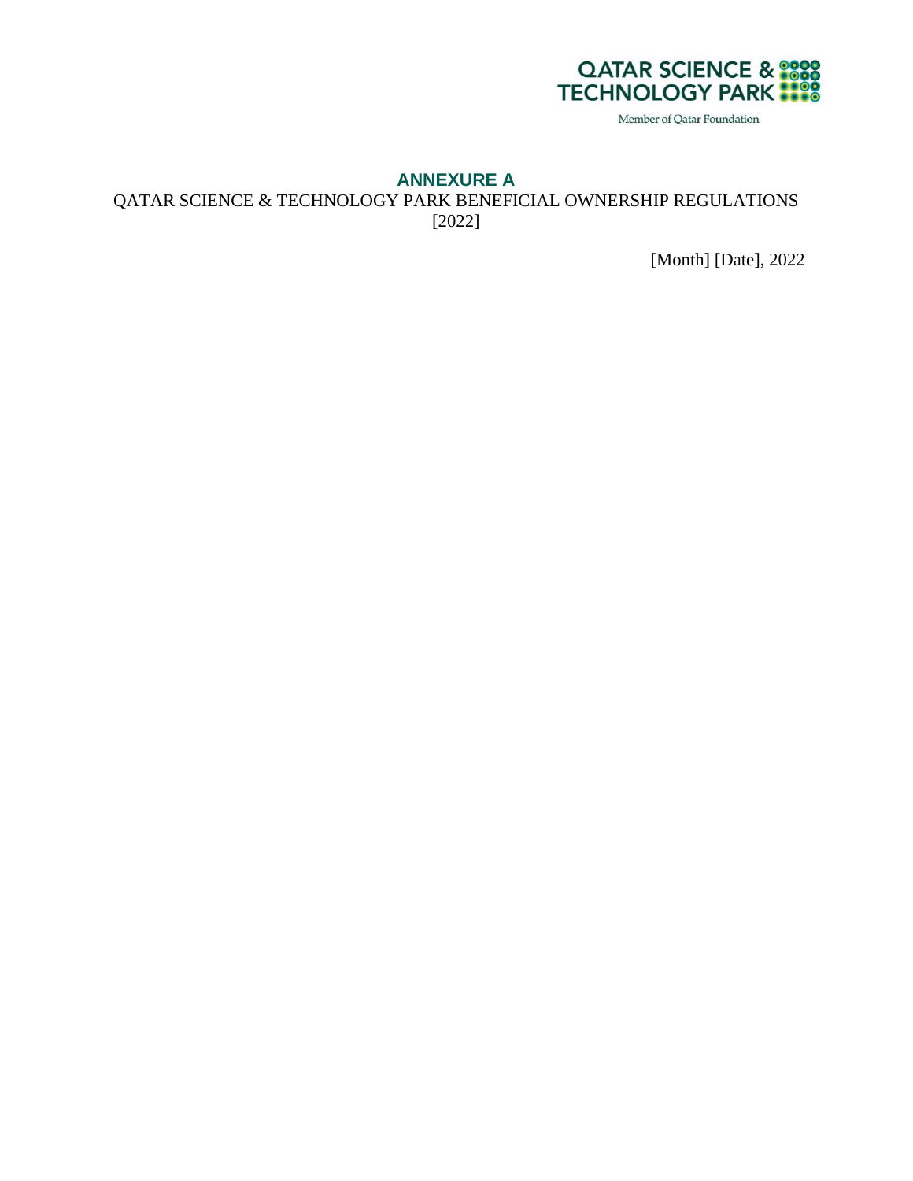# ANNEXURE A

QATAR SCIENCE & TECHNOLOGY PARK BENEFICIAL OWNERSHIP REGULATIONS [2022]

[Month] [Date], 2022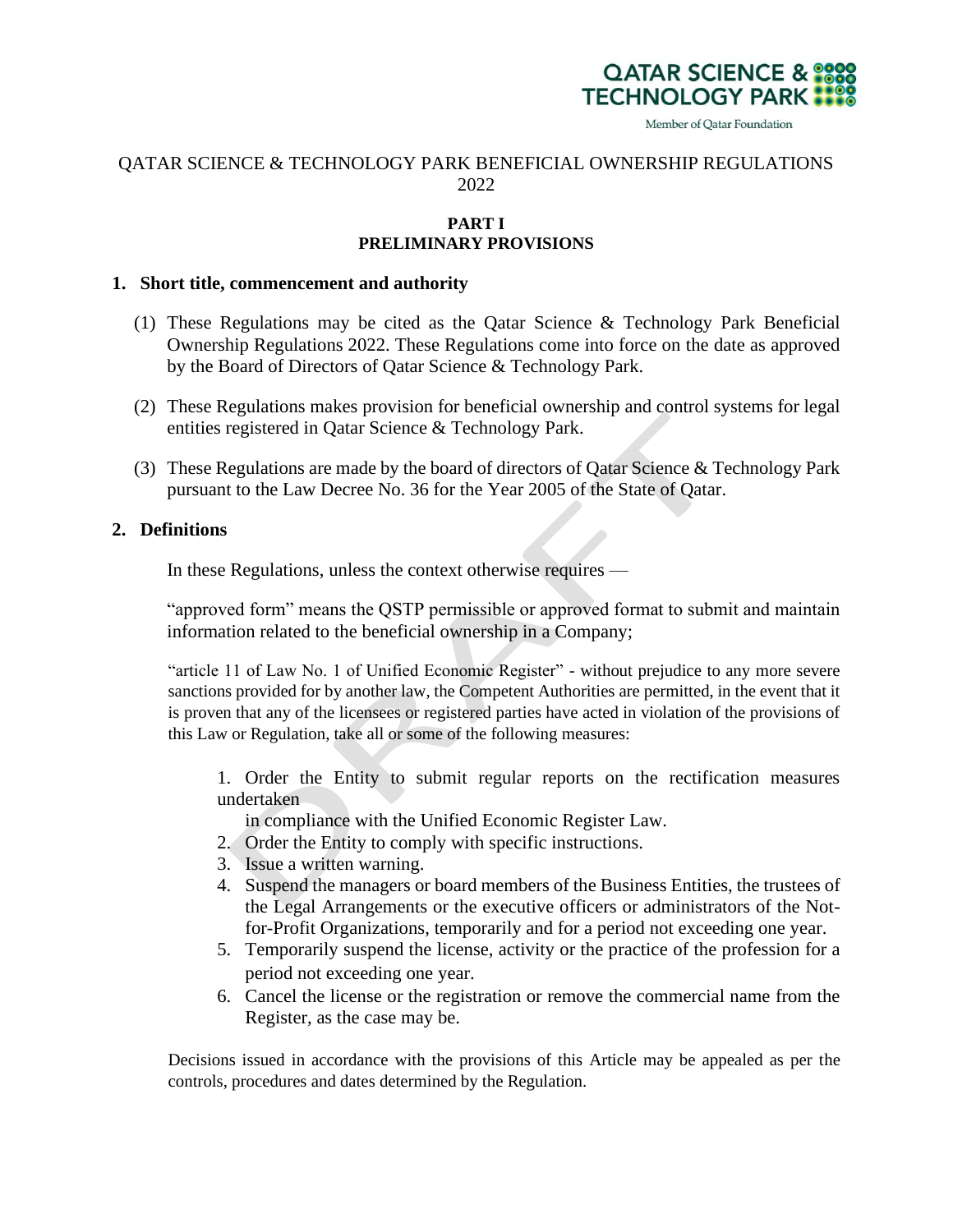QATAR SCIENCE & TECHNOLOGY PARK BENEFICIAL OWNERSHIP REGULATIONS 2022

**PART I**
**PRELIMINARY PROVISIONS**

## 1. Short title, commencement and authority

(1) These Regulations may be cited as the Qatar Science & Technology Park Beneficial Ownership Regulations 2022. These Regulations come into force on the date as approved by the Board of Directors of Qatar Science & Technology Park.

(2) These Regulations makes provision for beneficial ownership and control systems for legal entities registered in Qatar Science & Technology Park.

(3) These Regulations are made by the board of directors of Qatar Science & Technology Park pursuant to the Law Decree No. 36 for the Year 2005 of the State of Qatar.

## 2. Definitions

In these Regulations, unless the context otherwise requires —

"approved form" means the QSTP permissible or approved format to submit and maintain information related to the beneficial ownership in a Company;

"article 11 of Law No. 1 of Unified Economic Register" - without prejudice to any more severe sanctions provided for by another law, the Competent Authorities are permitted, in the event that it is proven that any of the licensees or registered parties have acted in violation of the provisions of this Law or Regulation, take all or some of the following measures:

1. Order the Entity to submit regular reports on the rectification measures undertaken in compliance with the Unified Economic Register Law.
2. Order the Entity to comply with specific instructions.
3. Issue a written warning.
4. Suspend the managers or board members of the Business Entities, the trustees of the Legal Arrangements or the executive officers or administrators of the Not-for-Profit Organizations, temporarily and for a period not exceeding one year.
5. Temporarily suspend the license, activity or the practice of the profession for a period not exceeding one year.
6. Cancel the license or the registration or remove the commercial name from the Register, as the case may be.

Decisions issued in accordance with the provisions of this Article may be appealed as per the controls, procedures and dates determined by the Regulation.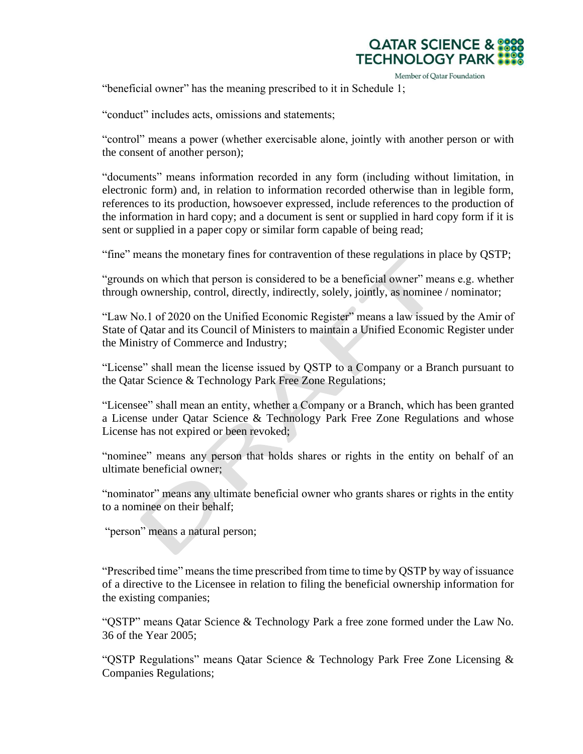"beneficial owner" has the meaning prescribed to it in Schedule 1;

"conduct" includes acts, omissions and statements;

"control" means a power (whether exercisable alone, jointly with another person or with the consent of another person);

"documents" means information recorded in any form (including without limitation, in electronic form) and, in relation to information recorded otherwise than in legible form, references to its production, howsoever expressed, include references to the production of the information in hard copy; and a document is sent or supplied in hard copy form if it is sent or supplied in a paper copy or similar form capable of being read;

"fine" means the monetary fines for contravention of these regulations in place by QSTP;

"grounds on which that person is considered to be a beneficial owner" means e.g. whether through ownership, control, directly, indirectly, solely, jointly, as nominee / nominator;

"Law No.1 of 2020 on the Unified Economic Register" means a law issued by the Amir of State of Qatar and its Council of Ministers to maintain a Unified Economic Register under the Ministry of Commerce and Industry;

"License" shall mean the license issued by QSTP to a Company or a Branch pursuant to the Qatar Science & Technology Park Free Zone Regulations;

"Licensee" shall mean an entity, whether a Company or a Branch, which has been granted a License under Qatar Science & Technology Park Free Zone Regulations and whose License has not expired or been revoked;

"nominee" means any person that holds shares or rights in the entity on behalf of an ultimate beneficial owner;

"nominator" means any ultimate beneficial owner who grants shares or rights in the entity to a nominee on their behalf;

"person" means a natural person;

"Prescribed time" means the time prescribed from time to time by QSTP by way of issuance of a directive to the Licensee in relation to filing the beneficial ownership information for the existing companies;

"QSTP" means Qatar Science & Technology Park a free zone formed under the Law No. 36 of the Year 2005;

"QSTP Regulations" means Qatar Science & Technology Park Free Zone Licensing & Companies Regulations;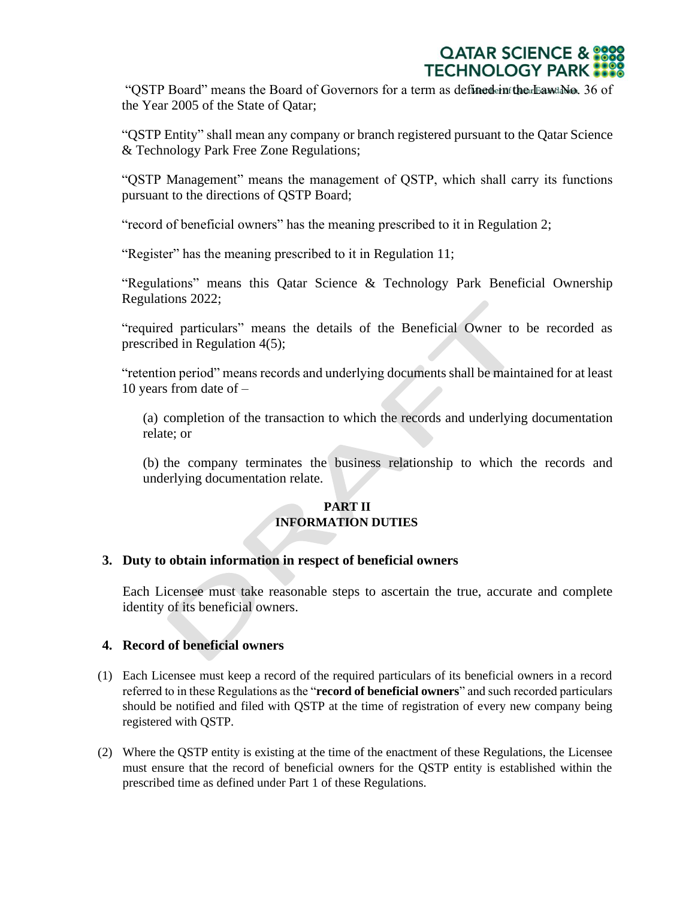"QSTP Board" means the Board of Governors for a term as defined in the Law No. 36 of the Year 2005 of the State of Qatar;

"QSTP Entity" shall mean any company or branch registered pursuant to the Qatar Science & Technology Park Free Zone Regulations;

"QSTP Management" means the management of QSTP, which shall carry its functions pursuant to the directions of QSTP Board;

"record of beneficial owners" has the meaning prescribed to it in Regulation 2;

"Register" has the meaning prescribed to it in Regulation 11;

"Regulations" means this Qatar Science & Technology Park Beneficial Ownership Regulations 2022;

"required particulars" means the details of the Beneficial Owner to be recorded as prescribed in Regulation 4(5);

"retention period" means records and underlying documents shall be maintained for at least 10 years from date of –

(a) completion of the transaction to which the records and underlying documentation relate; or

(b) the company terminates the business relationship to which the records and underlying documentation relate.

## PART II
## INFORMATION DUTIES

### 3. Duty to obtain information in respect of beneficial owners

Each Licensee must take reasonable steps to ascertain the true, accurate and complete identity of its beneficial owners.

### 4. Record of beneficial owners

(1) Each Licensee must keep a record of the required particulars of its beneficial owners in a record referred to in these Regulations as the "**record of beneficial owners**" and such recorded particulars should be notified and filed with QSTP at the time of registration of every new company being registered with QSTP.

(2) Where the QSTP entity is existing at the time of the enactment of these Regulations, the Licensee must ensure that the record of beneficial owners for the QSTP entity is established within the prescribed time as defined under Part 1 of these Regulations.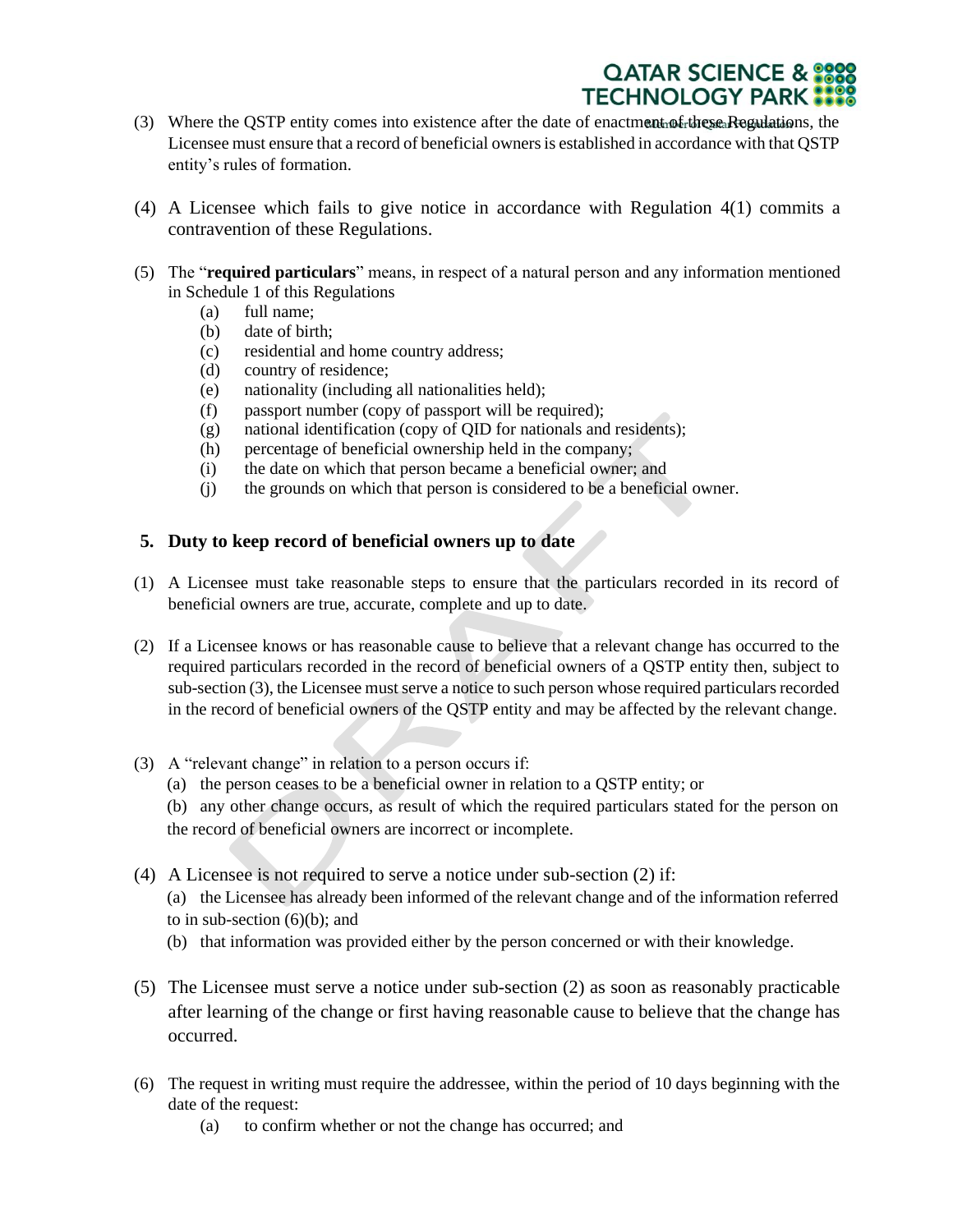(3) Where the QSTP entity comes into existence after the date of enactment of these Regulations, the Licensee must ensure that a record of beneficial owners is established in accordance with that QSTP entity's rules of formation.

(4) A Licensee which fails to give notice in accordance with Regulation 4(1) commits a contravention of these Regulations.

(5) The "**required particulars**" means, in respect of a natural person and any information mentioned in Schedule 1 of this Regulations
  - (a) full name;
  - (b) date of birth;
  - (c) residential and home country address;
  - (d) country of residence;
  - (e) nationality (including all nationalities held);
  - (f) passport number (copy of passport will be required);
  - (g) national identification (copy of QID for nationals and residents);
  - (h) percentage of beneficial ownership held in the company;
  - (i) the date on which that person became a beneficial owner; and
  - (j) the grounds on which that person is considered to be a beneficial owner.

## 5. Duty to keep record of beneficial owners up to date

(1) A Licensee must take reasonable steps to ensure that the particulars recorded in its record of beneficial owners are true, accurate, complete and up to date.

(2) If a Licensee knows or has reasonable cause to believe that a relevant change has occurred to the required particulars recorded in the record of beneficial owners of a QSTP entity then, subject to sub-section (3), the Licensee must serve a notice to such person whose required particulars recorded in the record of beneficial owners of the QSTP entity and may be affected by the relevant change.

(3) A "relevant change" in relation to a person occurs if:
  (a) the person ceases to be a beneficial owner in relation to a QSTP entity; or
  (b) any other change occurs, as result of which the required particulars stated for the person on the record of beneficial owners are incorrect or incomplete.

(4) A Licensee is not required to serve a notice under sub-section (2) if:
  (a) the Licensee has already been informed of the relevant change and of the information referred to in sub-section (6)(b); and
  (b) that information was provided either by the person concerned or with their knowledge.

(5) The Licensee must serve a notice under sub-section (2) as soon as reasonably practicable after learning of the change or first having reasonable cause to believe that the change has occurred.

(6) The request in writing must require the addressee, within the period of 10 days beginning with the date of the request:
  - (a) to confirm whether or not the change has occurred; and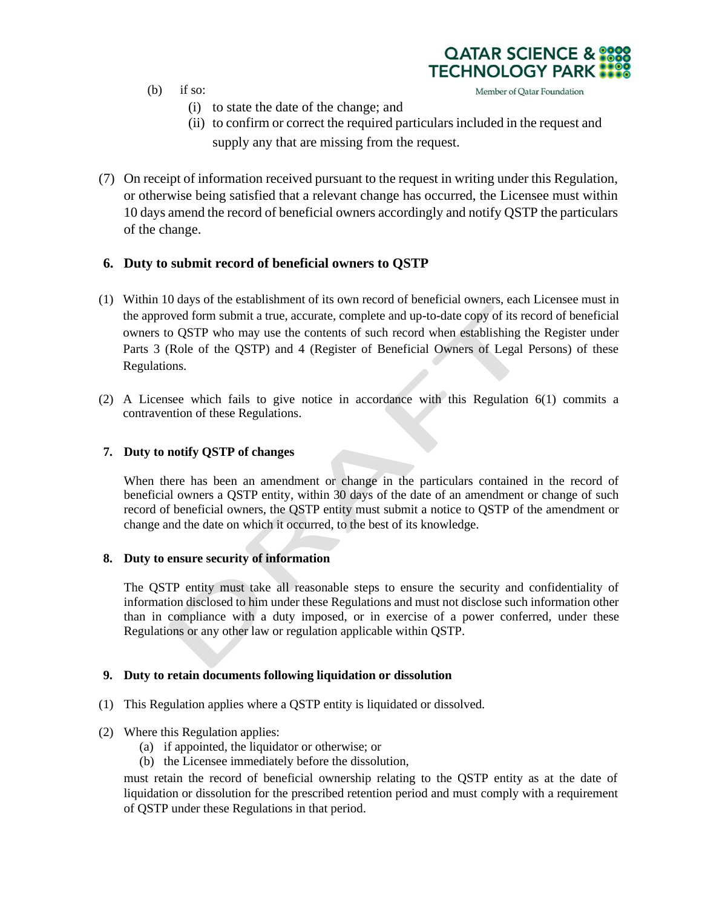(b) if so:

  (i) to state the date of the change; and

  (ii) to confirm or correct the required particulars included in the request and supply any that are missing from the request.

(7) On receipt of information received pursuant to the request in writing under this Regulation, or otherwise being satisfied that a relevant change has occurred, the Licensee must within 10 days amend the record of beneficial owners accordingly and notify QSTP the particulars of the change.

## 6. Duty to submit record of beneficial owners to QSTP

(1) Within 10 days of the establishment of its own record of beneficial owners, each Licensee must in the approved form submit a true, accurate, complete and up-to-date copy of its record of beneficial owners to QSTP who may use the contents of such record when establishing the Register under Parts 3 (Role of the QSTP) and 4 (Register of Beneficial Owners of Legal Persons) of these Regulations.

(2) A Licensee which fails to give notice in accordance with this Regulation 6(1) commits a contravention of these Regulations.

## 7. Duty to notify QSTP of changes

When there has been an amendment or change in the particulars contained in the record of beneficial owners a QSTP entity, within 30 days of the date of an amendment or change of such record of beneficial owners, the QSTP entity must submit a notice to QSTP of the amendment or change and the date on which it occurred, to the best of its knowledge.

## 8. Duty to ensure security of information

The QSTP entity must take all reasonable steps to ensure the security and confidentiality of information disclosed to him under these Regulations and must not disclose such information other than in compliance with a duty imposed, or in exercise of a power conferred, under these Regulations or any other law or regulation applicable within QSTP.

## 9. Duty to retain documents following liquidation or dissolution

(1) This Regulation applies where a QSTP entity is liquidated or dissolved.

(2) Where this Regulation applies:

  (a) if appointed, the liquidator or otherwise; or

  (b) the Licensee immediately before the dissolution,

must retain the record of beneficial ownership relating to the QSTP entity as at the date of liquidation or dissolution for the prescribed retention period and must comply with a requirement of QSTP under these Regulations in that period.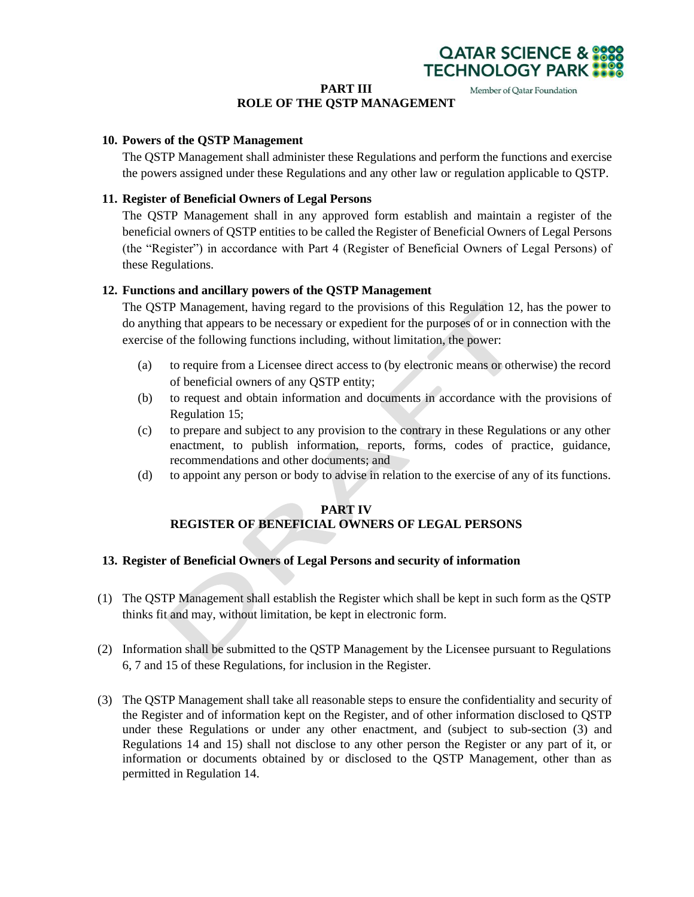## PART III
## ROLE OF THE QSTP MANAGEMENT

**10. Powers of the QSTP Management**

The QSTP Management shall administer these Regulations and perform the functions and exercise the powers assigned under these Regulations and any other law or regulation applicable to QSTP.

**11. Register of Beneficial Owners of Legal Persons**

The QSTP Management shall in any approved form establish and maintain a register of the beneficial owners of QSTP entities to be called the Register of Beneficial Owners of Legal Persons (the "Register") in accordance with Part 4 (Register of Beneficial Owners of Legal Persons) of these Regulations.

**12. Functions and ancillary powers of the QSTP Management**

The QSTP Management, having regard to the provisions of this Regulation 12, has the power to do anything that appears to be necessary or expedient for the purposes of or in connection with the exercise of the following functions including, without limitation, the power:

(a) to require from a Licensee direct access to (by electronic means or otherwise) the record of beneficial owners of any QSTP entity;

(b) to request and obtain information and documents in accordance with the provisions of Regulation 15;

(c) to prepare and subject to any provision to the contrary in these Regulations or any other enactment, to publish information, reports, forms, codes of practice, guidance, recommendations and other documents; and

(d) to appoint any person or body to advise in relation to the exercise of any of its functions.

## PART IV
## REGISTER OF BENEFICIAL OWNERS OF LEGAL PERSONS

**13. Register of Beneficial Owners of Legal Persons and security of information**

(1) The QSTP Management shall establish the Register which shall be kept in such form as the QSTP thinks fit and may, without limitation, be kept in electronic form.

(2) Information shall be submitted to the QSTP Management by the Licensee pursuant to Regulations 6, 7 and 15 of these Regulations, for inclusion in the Register.

(3) The QSTP Management shall take all reasonable steps to ensure the confidentiality and security of the Register and of information kept on the Register, and of other information disclosed to QSTP under these Regulations or under any other enactment, and (subject to sub-section (3) and Regulations 14 and 15) shall not disclose to any other person the Register or any part of it, or information or documents obtained by or disclosed to the QSTP Management, other than as permitted in Regulation 14.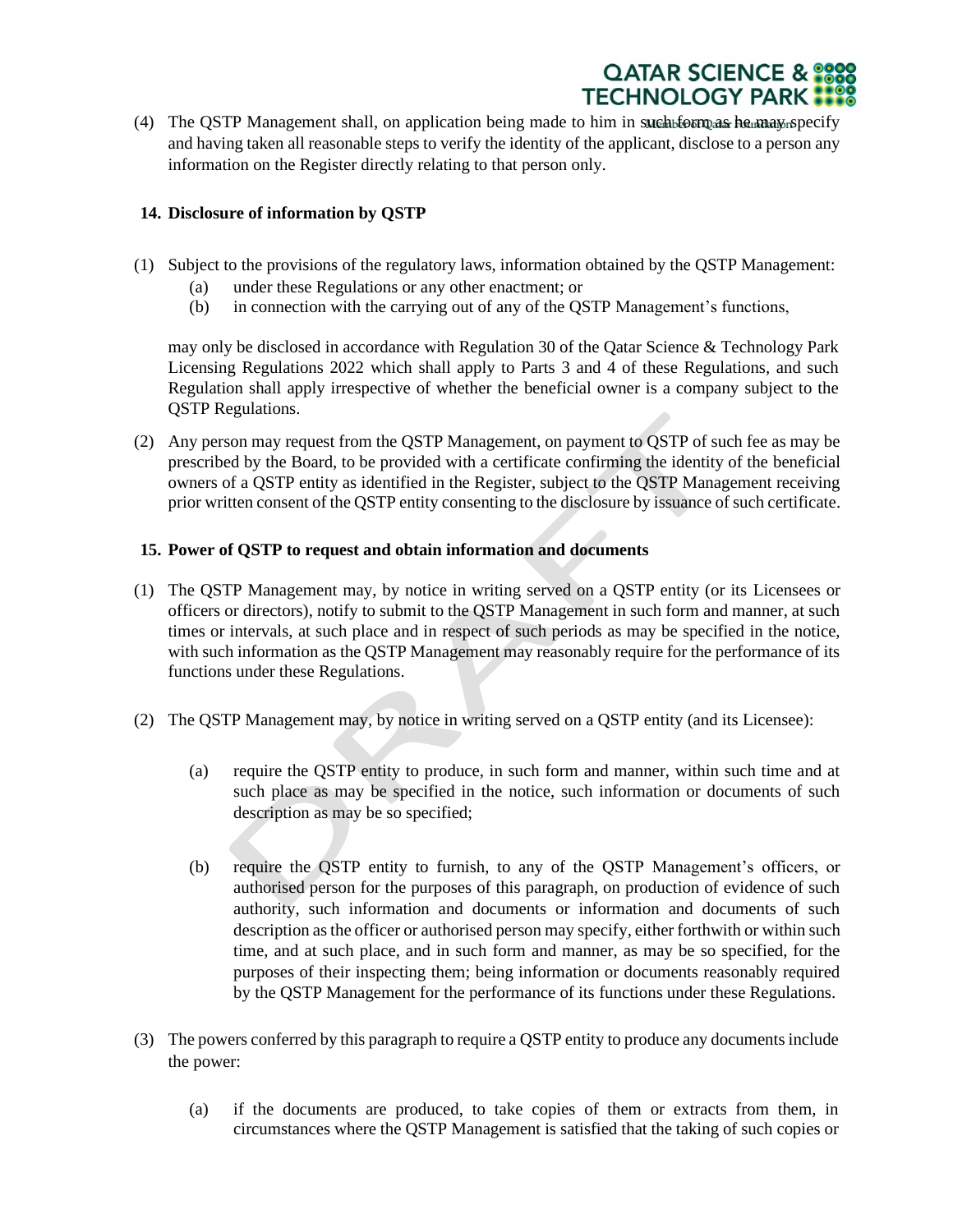(4) The QSTP Management shall, on application being made to him in such form as he may specify and having taken all reasonable steps to verify the identity of the applicant, disclose to a person any information on the Register directly relating to that person only.

## 14. Disclosure of information by QSTP

(1) Subject to the provisions of the regulatory laws, information obtained by the QSTP Management:

- (a) under these Regulations or any other enactment; or
- (b) in connection with the carrying out of any of the QSTP Management's functions,

may only be disclosed in accordance with Regulation 30 of the Qatar Science & Technology Park Licensing Regulations 2022 which shall apply to Parts 3 and 4 of these Regulations, and such Regulation shall apply irrespective of whether the beneficial owner is a company subject to the QSTP Regulations.

(2) Any person may request from the QSTP Management, on payment to QSTP of such fee as may be prescribed by the Board, to be provided with a certificate confirming the identity of the beneficial owners of a QSTP entity as identified in the Register, subject to the QSTP Management receiving prior written consent of the QSTP entity consenting to the disclosure by issuance of such certificate.

## 15. Power of QSTP to request and obtain information and documents

(1) The QSTP Management may, by notice in writing served on a QSTP entity (or its Licensees or officers or directors), notify to submit to the QSTP Management in such form and manner, at such times or intervals, at such place and in respect of such periods as may be specified in the notice, with such information as the QSTP Management may reasonably require for the performance of its functions under these Regulations.

(2) The QSTP Management may, by notice in writing served on a QSTP entity (and its Licensee):

- (a) require the QSTP entity to produce, in such form and manner, within such time and at such place as may be specified in the notice, such information or documents of such description as may be so specified;
- (b) require the QSTP entity to furnish, to any of the QSTP Management's officers, or authorised person for the purposes of this paragraph, on production of evidence of such authority, such information and documents or information and documents of such description as the officer or authorised person may specify, either forthwith or within such time, and at such place, and in such form and manner, as may be so specified, for the purposes of their inspecting them; being information or documents reasonably required by the QSTP Management for the performance of its functions under these Regulations.

(3) The powers conferred by this paragraph to require a QSTP entity to produce any documents include the power:

- (a) if the documents are produced, to take copies of them or extracts from them, in circumstances where the QSTP Management is satisfied that the taking of such copies or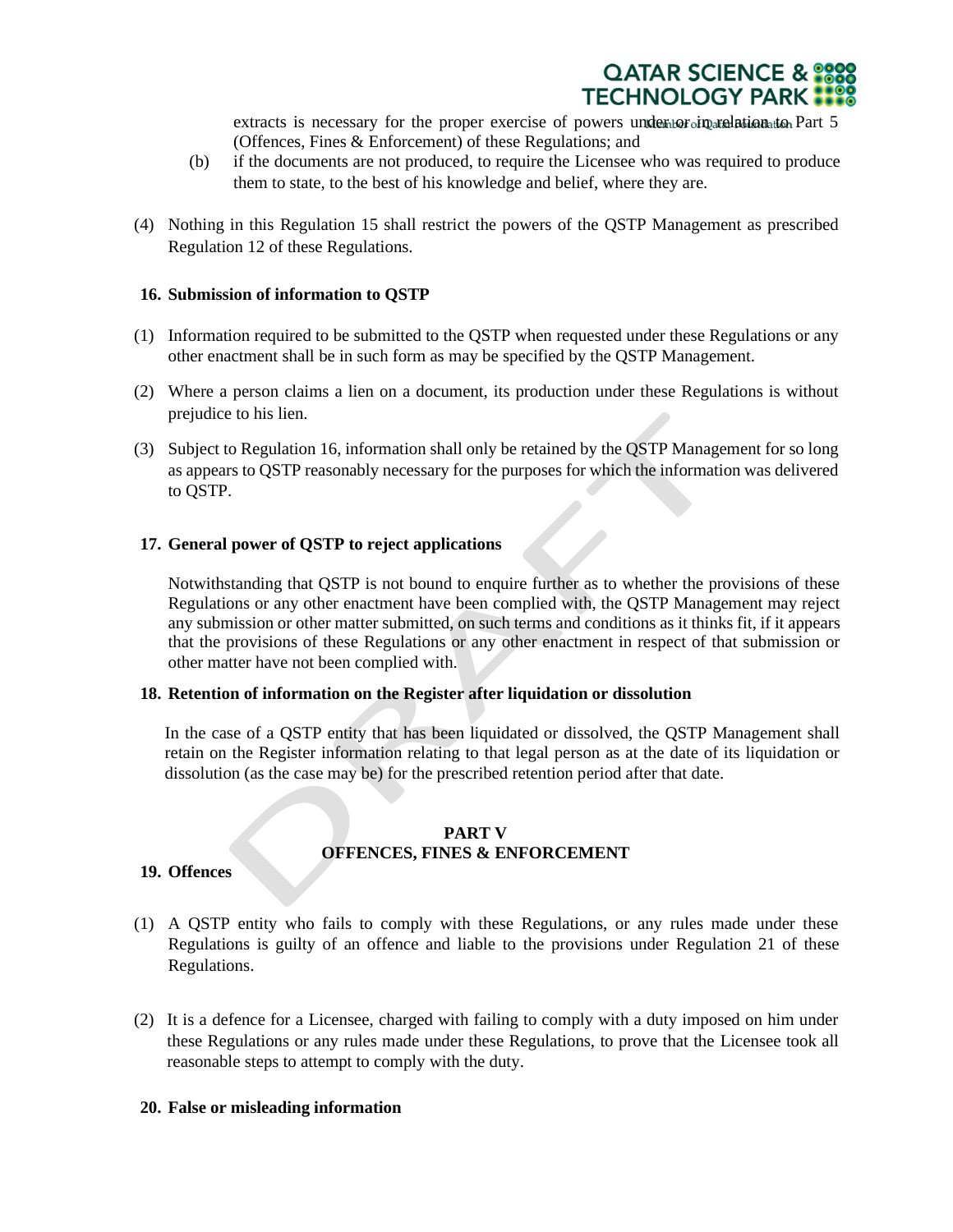extracts is necessary for the proper exercise of powers under or in relation to Part 5 (Offences, Fines & Enforcement) of these Regulations; and

(b) if the documents are not produced, to require the Licensee who was required to produce them to state, to the best of his knowledge and belief, where they are.

(4) Nothing in this Regulation 15 shall restrict the powers of the QSTP Management as prescribed Regulation 12 of these Regulations.

### 16. Submission of information to QSTP

(1) Information required to be submitted to the QSTP when requested under these Regulations or any other enactment shall be in such form as may be specified by the QSTP Management.

(2) Where a person claims a lien on a document, its production under these Regulations is without prejudice to his lien.

(3) Subject to Regulation 16, information shall only be retained by the QSTP Management for so long as appears to QSTP reasonably necessary for the purposes for which the information was delivered to QSTP.

### 17. General power of QSTP to reject applications

Notwithstanding that QSTP is not bound to enquire further as to whether the provisions of these Regulations or any other enactment have been complied with, the QSTP Management may reject any submission or other matter submitted, on such terms and conditions as it thinks fit, if it appears that the provisions of these Regulations or any other enactment in respect of that submission or other matter have not been complied with.

### 18. Retention of information on the Register after liquidation or dissolution

In the case of a QSTP entity that has been liquidated or dissolved, the QSTP Management shall retain on the Register information relating to that legal person as at the date of its liquidation or dissolution (as the case may be) for the prescribed retention period after that date.

## PART V
## OFFENCES, FINES & ENFORCEMENT

### 19. Offences

(1) A QSTP entity who fails to comply with these Regulations, or any rules made under these Regulations is guilty of an offence and liable to the provisions under Regulation 21 of these Regulations.

(2) It is a defence for a Licensee, charged with failing to comply with a duty imposed on him under these Regulations or any rules made under these Regulations, to prove that the Licensee took all reasonable steps to attempt to comply with the duty.

### 20. False or misleading information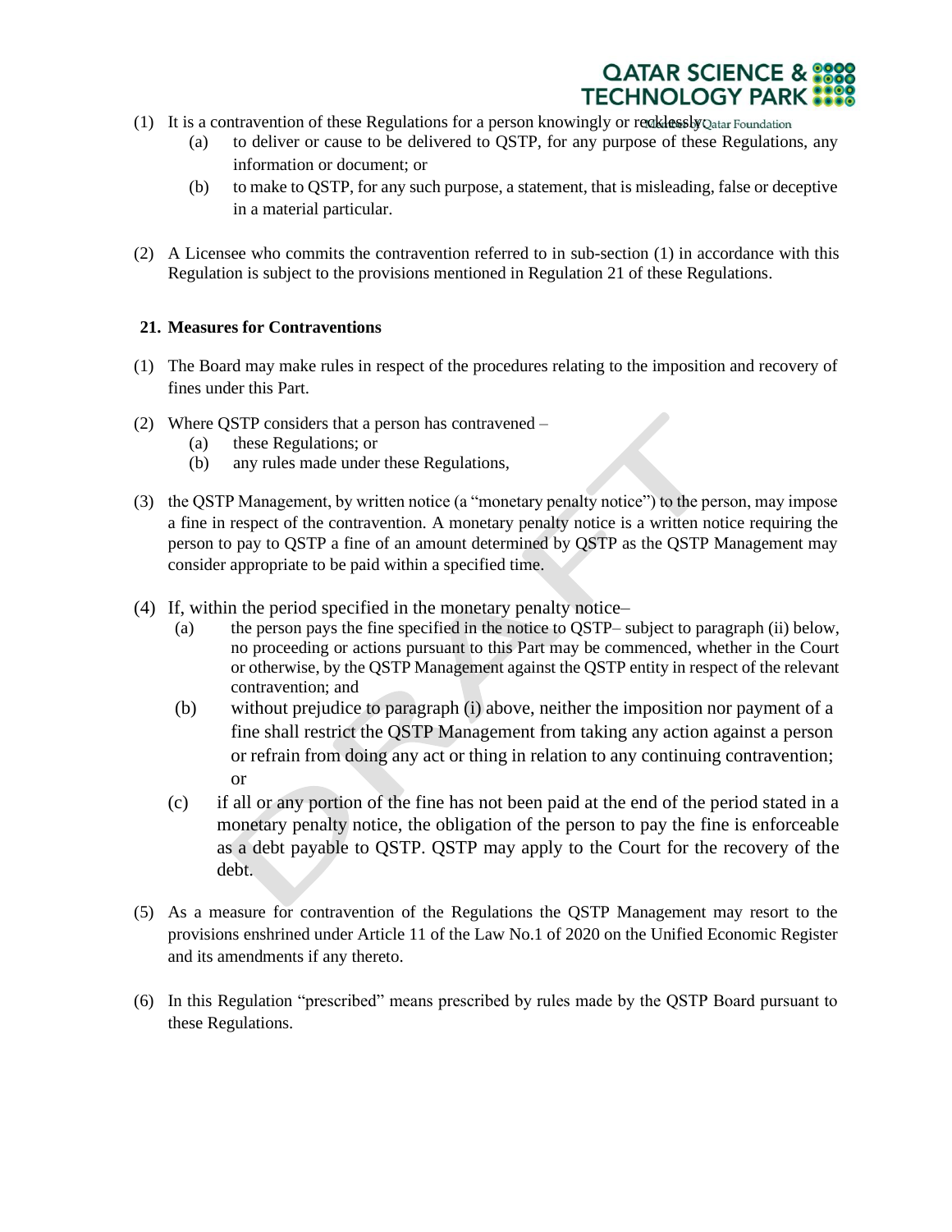(1) It is a contravention of these Regulations for a person knowingly or recklessly:

   (a) to deliver or cause to be delivered to QSTP, for any purpose of these Regulations, any information or document; or

   (b) to make to QSTP, for any such purpose, a statement, that is misleading, false or deceptive in a material particular.

(2) A Licensee who commits the contravention referred to in sub-section (1) in accordance with this Regulation is subject to the provisions mentioned in Regulation 21 of these Regulations.

**21. Measures for Contraventions**

(1) The Board may make rules in respect of the procedures relating to the imposition and recovery of fines under this Part.

(2) Where QSTP considers that a person has contravened –

   (a) these Regulations; or

   (b) any rules made under these Regulations,

(3) the QSTP Management, by written notice (a "monetary penalty notice") to the person, may impose a fine in respect of the contravention. A monetary penalty notice is a written notice requiring the person to pay to QSTP a fine of an amount determined by QSTP as the QSTP Management may consider appropriate to be paid within a specified time.

(4) If, within the period specified in the monetary penalty notice–

   (a) the person pays the fine specified in the notice to QSTP– subject to paragraph (ii) below, no proceeding or actions pursuant to this Part may be commenced, whether in the Court or otherwise, by the QSTP Management against the QSTP entity in respect of the relevant contravention; and

   (b) without prejudice to paragraph (i) above, neither the imposition nor payment of a fine shall restrict the QSTP Management from taking any action against a person or refrain from doing any act or thing in relation to any continuing contravention; or

   (c) if all or any portion of the fine has not been paid at the end of the period stated in a monetary penalty notice, the obligation of the person to pay the fine is enforceable as a debt payable to QSTP. QSTP may apply to the Court for the recovery of the debt.

(5) As a measure for contravention of the Regulations the QSTP Management may resort to the provisions enshrined under Article 11 of the Law No.1 of 2020 on the Unified Economic Register and its amendments if any thereto.

(6) In this Regulation "prescribed" means prescribed by rules made by the QSTP Board pursuant to these Regulations.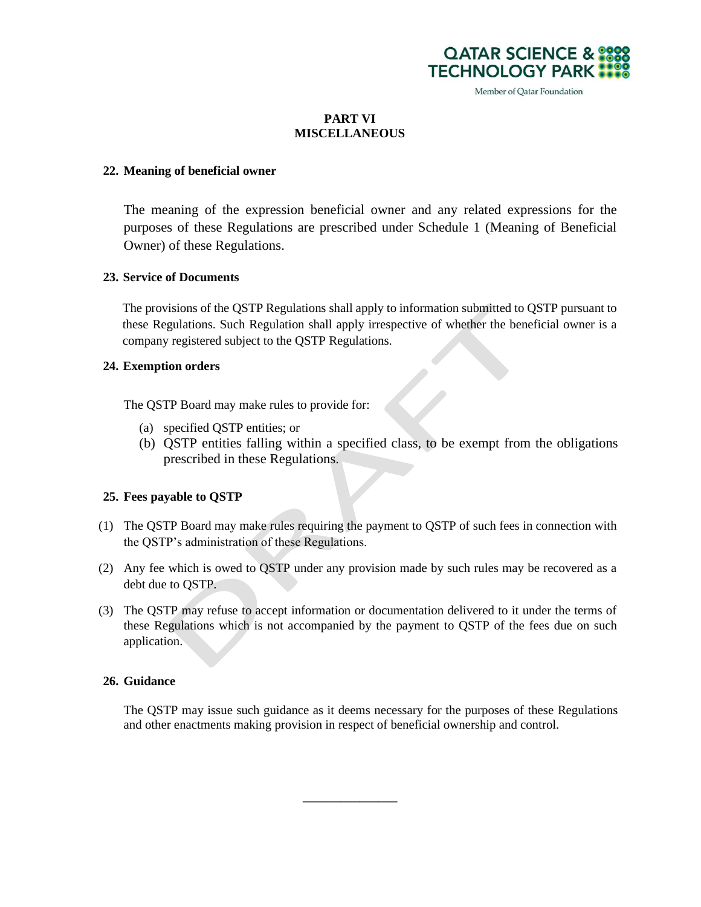# PART VI
# MISCELLANEOUS

## 22. Meaning of beneficial owner

The meaning of the expression beneficial owner and any related expressions for the purposes of these Regulations are prescribed under Schedule 1 (Meaning of Beneficial Owner) of these Regulations.

## 23. Service of Documents

The provisions of the QSTP Regulations shall apply to information submitted to QSTP pursuant to these Regulations. Such Regulation shall apply irrespective of whether the beneficial owner is a company registered subject to the QSTP Regulations.

## 24. Exemption orders

The QSTP Board may make rules to provide for:

(a) specified QSTP entities; or

(b) QSTP entities falling within a specified class, to be exempt from the obligations prescribed in these Regulations.

## 25. Fees payable to QSTP

(1) The QSTP Board may make rules requiring the payment to QSTP of such fees in connection with the QSTP's administration of these Regulations.

(2) Any fee which is owed to QSTP under any provision made by such rules may be recovered as a debt due to QSTP.

(3) The QSTP may refuse to accept information or documentation delivered to it under the terms of these Regulations which is not accompanied by the payment to QSTP of the fees due on such application.

## 26. Guidance

The QSTP may issue such guidance as it deems necessary for the purposes of these Regulations and other enactments making provision in respect of beneficial ownership and control.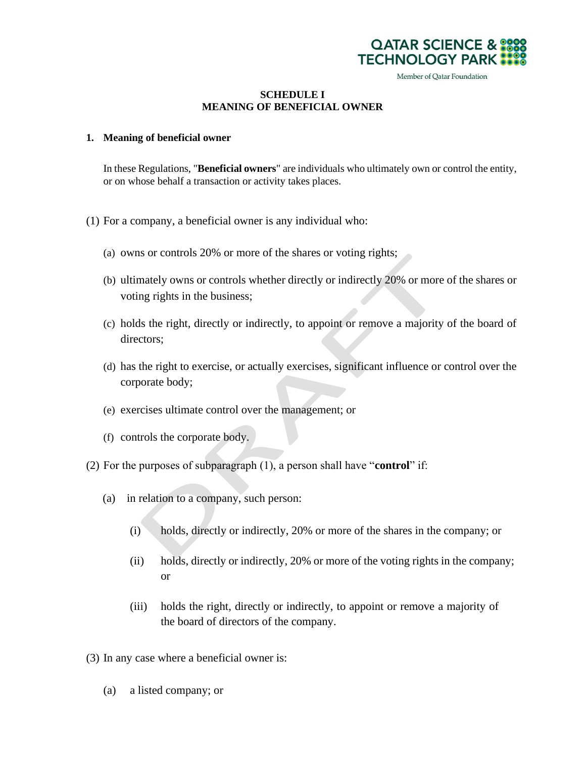## SCHEDULE I
## MEANING OF BENEFICIAL OWNER

### 1. Meaning of beneficial owner

In these Regulations, "**Beneficial owners**" are individuals who ultimately own or control the entity, or on whose behalf a transaction or activity takes places.

(1) For a company, a beneficial owner is any individual who:

(a) owns or controls 20% or more of the shares or voting rights;

(b) ultimately owns or controls whether directly or indirectly 20% or more of the shares or voting rights in the business;

(c) holds the right, directly or indirectly, to appoint or remove a majority of the board of directors;

(d) has the right to exercise, or actually exercises, significant influence or control over the corporate body;

(e) exercises ultimate control over the management; or

(f) controls the corporate body.

(2) For the purposes of subparagraph (1), a person shall have "**control**" if:

(a) in relation to a company, such person:

(i) holds, directly or indirectly, 20% or more of the shares in the company; or

(ii) holds, directly or indirectly, 20% or more of the voting rights in the company; or

(iii) holds the right, directly or indirectly, to appoint or remove a majority of the board of directors of the company.

(3) In any case where a beneficial owner is:

(a) a listed company; or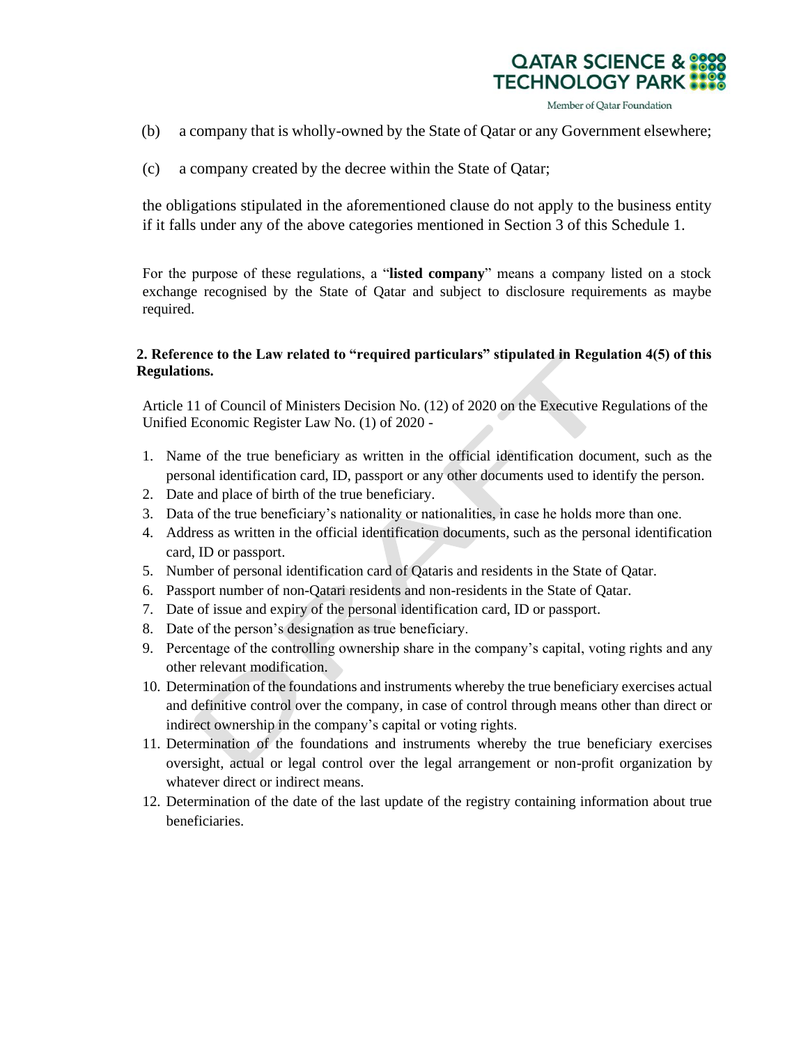(b) a company that is wholly-owned by the State of Qatar or any Government elsewhere;

(c) a company created by the decree within the State of Qatar;

the obligations stipulated in the aforementioned clause do not apply to the business entity if it falls under any of the above categories mentioned in Section 3 of this Schedule 1.

For the purpose of these regulations, a "**listed company**" means a company listed on a stock exchange recognised by the State of Qatar and subject to disclosure requirements as maybe required.

**2. Reference to the Law related to "required particulars" stipulated in Regulation 4(5) of this Regulations.**

Article 11 of Council of Ministers Decision No. (12) of 2020 on the Executive Regulations of the Unified Economic Register Law No. (1) of 2020 -

1. Name of the true beneficiary as written in the official identification document, such as the personal identification card, ID, passport or any other documents used to identify the person.
2. Date and place of birth of the true beneficiary.
3. Data of the true beneficiary's nationality or nationalities, in case he holds more than one.
4. Address as written in the official identification documents, such as the personal identification card, ID or passport.
5. Number of personal identification card of Qataris and residents in the State of Qatar.
6. Passport number of non-Qatari residents and non-residents in the State of Qatar.
7. Date of issue and expiry of the personal identification card, ID or passport.
8. Date of the person's designation as true beneficiary.
9. Percentage of the controlling ownership share in the company's capital, voting rights and any other relevant modification.
10. Determination of the foundations and instruments whereby the true beneficiary exercises actual and definitive control over the company, in case of control through means other than direct or indirect ownership in the company's capital or voting rights.
11. Determination of the foundations and instruments whereby the true beneficiary exercises oversight, actual or legal control over the legal arrangement or non-profit organization by whatever direct or indirect means.
12. Determination of the date of the last update of the registry containing information about true beneficiaries.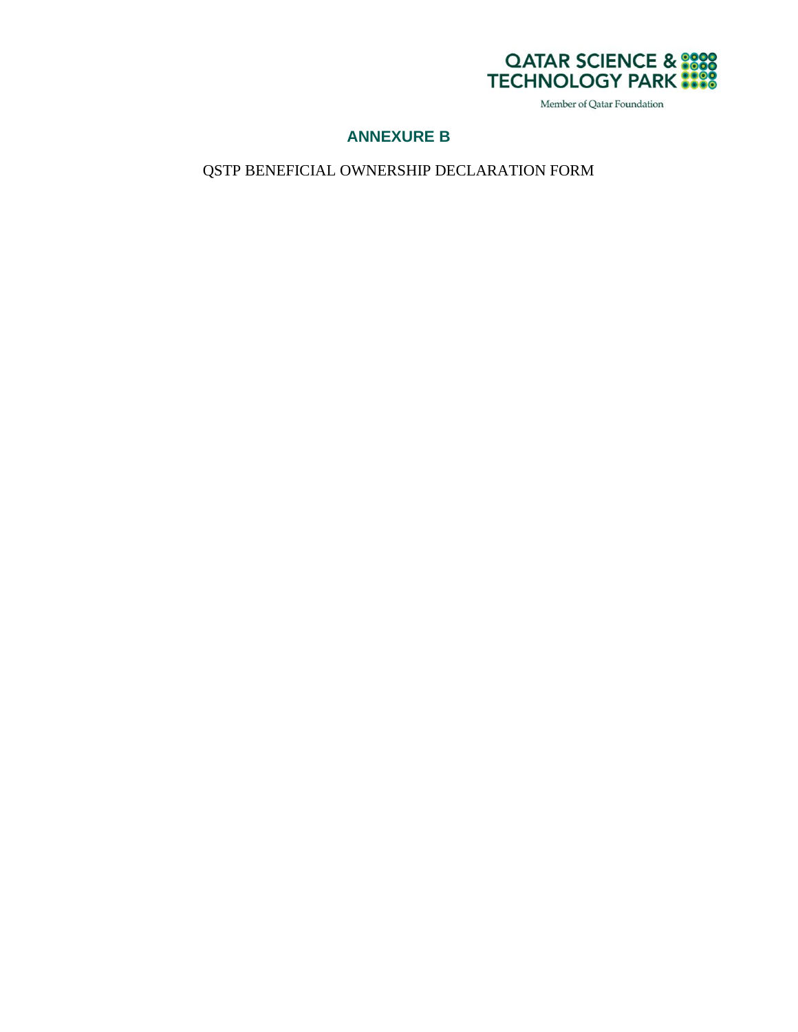# ANNEXURE B

QSTP BENEFICIAL OWNERSHIP DECLARATION FORM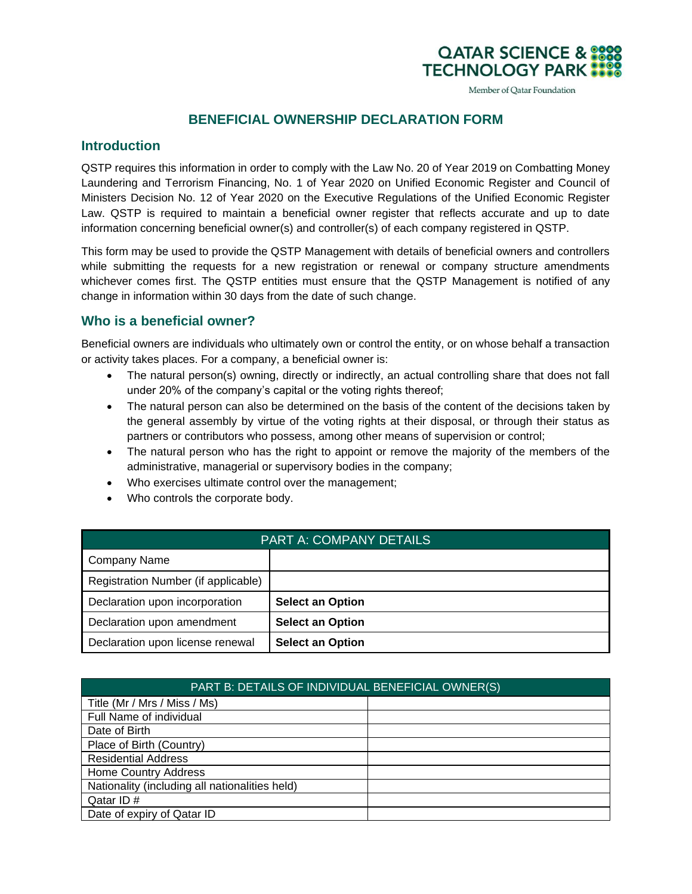# BENEFICIAL OWNERSHIP DECLARATION FORM

## Introduction

QSTP requires this information in order to comply with the Law No. 20 of Year 2019 on Combatting Money Laundering and Terrorism Financing, No. 1 of Year 2020 on Unified Economic Register and Council of Ministers Decision No. 12 of Year 2020 on the Executive Regulations of the Unified Economic Register Law. QSTP is required to maintain a beneficial owner register that reflects accurate and up to date information concerning beneficial owner(s) and controller(s) of each company registered in QSTP.

This form may be used to provide the QSTP Management with details of beneficial owners and controllers while submitting the requests for a new registration or renewal or company structure amendments whichever comes first. The QSTP entities must ensure that the QSTP Management is notified of any change in information within 30 days from the date of such change.

## Who is a beneficial owner?

Beneficial owners are individuals who ultimately own or control the entity, or on whose behalf a transaction or activity takes places. For a company, a beneficial owner is:

- The natural person(s) owning, directly or indirectly, an actual controlling share that does not fall under 20% of the company's capital or the voting rights thereof;
- The natural person can also be determined on the basis of the content of the decisions taken by the general assembly by virtue of the voting rights at their disposal, or through their status as partners or contributors who possess, among other means of supervision or control;
- The natural person who has the right to appoint or remove the majority of the members of the administrative, managerial or supervisory bodies in the company;
- Who exercises ultimate control over the management;
- Who controls the corporate body.

| PART A: COMPANY DETAILS | |
|---|---|
| Company Name | |
| Registration Number (if applicable) | |
| Declaration upon incorporation | **Select an Option** |
| Declaration upon amendment | **Select an Option** |
| Declaration upon license renewal | **Select an Option** |

| PART B: DETAILS OF INDIVIDUAL BENEFICIAL OWNER(S) | |
|---|---|
| Title (Mr / Mrs / Miss / Ms) | |
| Full Name of individual | |
| Date of Birth | |
| Place of Birth (Country) | |
| Residential Address | |
| Home Country Address | |
| Nationality (including all nationalities held) | |
| Qatar ID # | |
| Date of expiry of Qatar ID | |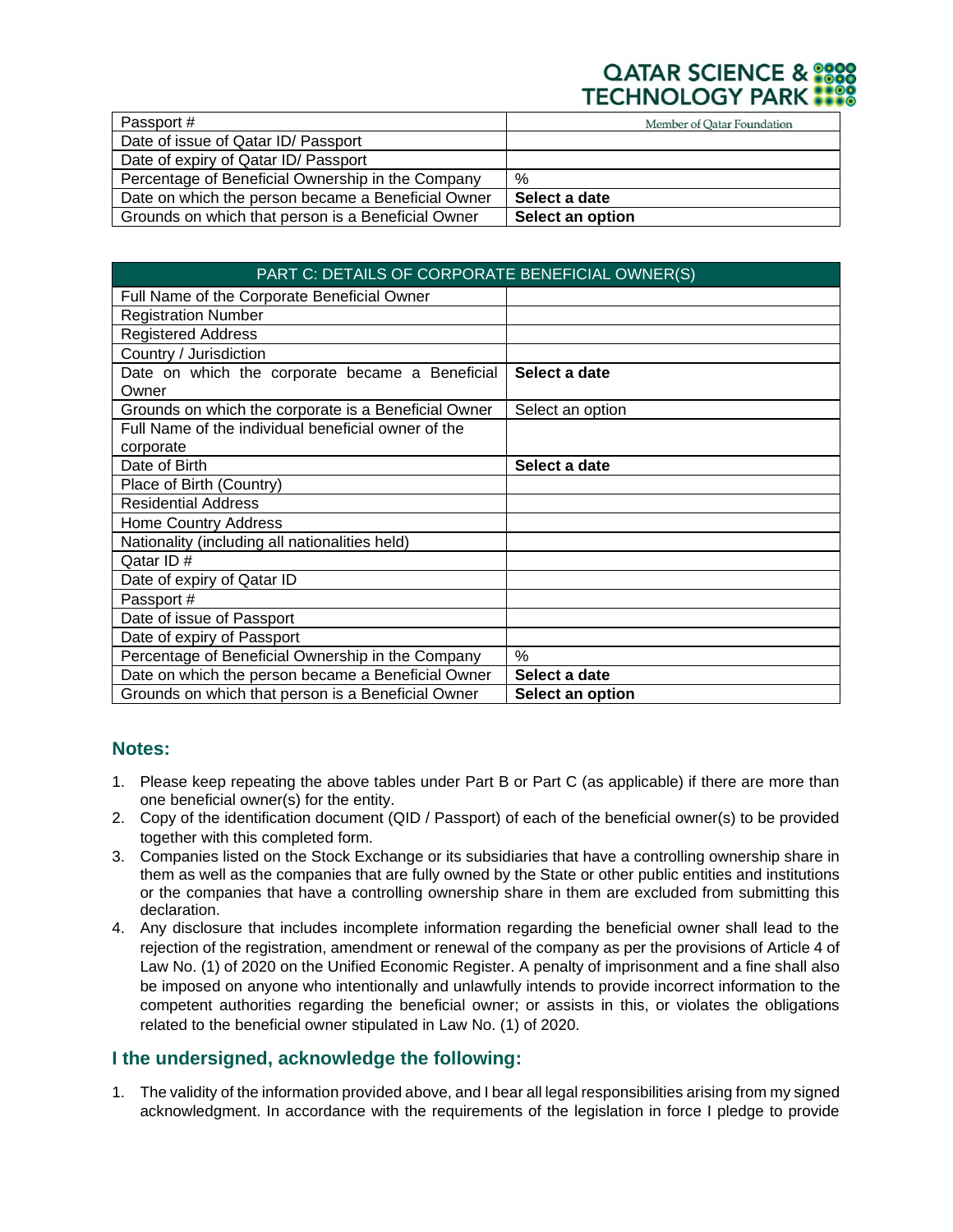| Passport # | |
|---|---|
| Date of issue of Qatar ID/ Passport | |
| Date of expiry of Qatar ID/ Passport | |
| Percentage of Beneficial Ownership in the Company | % |
| Date on which the person became a Beneficial Owner | **Select a date** |
| Grounds on which that person is a Beneficial Owner | **Select an option** |

| PART C: DETAILS OF CORPORATE BENEFICIAL OWNER(S) | |
|---|---|
| Full Name of the Corporate Beneficial Owner | |
| Registration Number | |
| Registered Address | |
| Country / Jurisdiction | |
| Date on which the corporate became a Beneficial Owner | **Select a date** |
| Grounds on which the corporate is a Beneficial Owner | Select an option |
| Full Name of the individual beneficial owner of the corporate | |
| Date of Birth | **Select a date** |
| Place of Birth (Country) | |
| Residential Address | |
| Home Country Address | |
| Nationality (including all nationalities held) | |
| Qatar ID # | |
| Date of expiry of Qatar ID | |
| Passport # | |
| Date of issue of Passport | |
| Date of expiry of Passport | |
| Percentage of Beneficial Ownership in the Company | % |
| Date on which the person became a Beneficial Owner | **Select a date** |
| Grounds on which that person is a Beneficial Owner | **Select an option** |

## Notes:

1. Please keep repeating the above tables under Part B or Part C (as applicable) if there are more than one beneficial owner(s) for the entity.
2. Copy of the identification document (QID / Passport) of each of the beneficial owner(s) to be provided together with this completed form.
3. Companies listed on the Stock Exchange or its subsidiaries that have a controlling ownership share in them as well as the companies that are fully owned by the State or other public entities and institutions or the companies that have a controlling ownership share in them are excluded from submitting this declaration.
4. Any disclosure that includes incomplete information regarding the beneficial owner shall lead to the rejection of the registration, amendment or renewal of the company as per the provisions of Article 4 of Law No. (1) of 2020 on the Unified Economic Register. A penalty of imprisonment and a fine shall also be imposed on anyone who intentionally and unlawfully intends to provide incorrect information to the competent authorities regarding the beneficial owner; or assists in this, or violates the obligations related to the beneficial owner stipulated in Law No. (1) of 2020.

## I the undersigned, acknowledge the following:

1. The validity of the information provided above, and I bear all legal responsibilities arising from my signed acknowledgment. In accordance with the requirements of the legislation in force I pledge to provide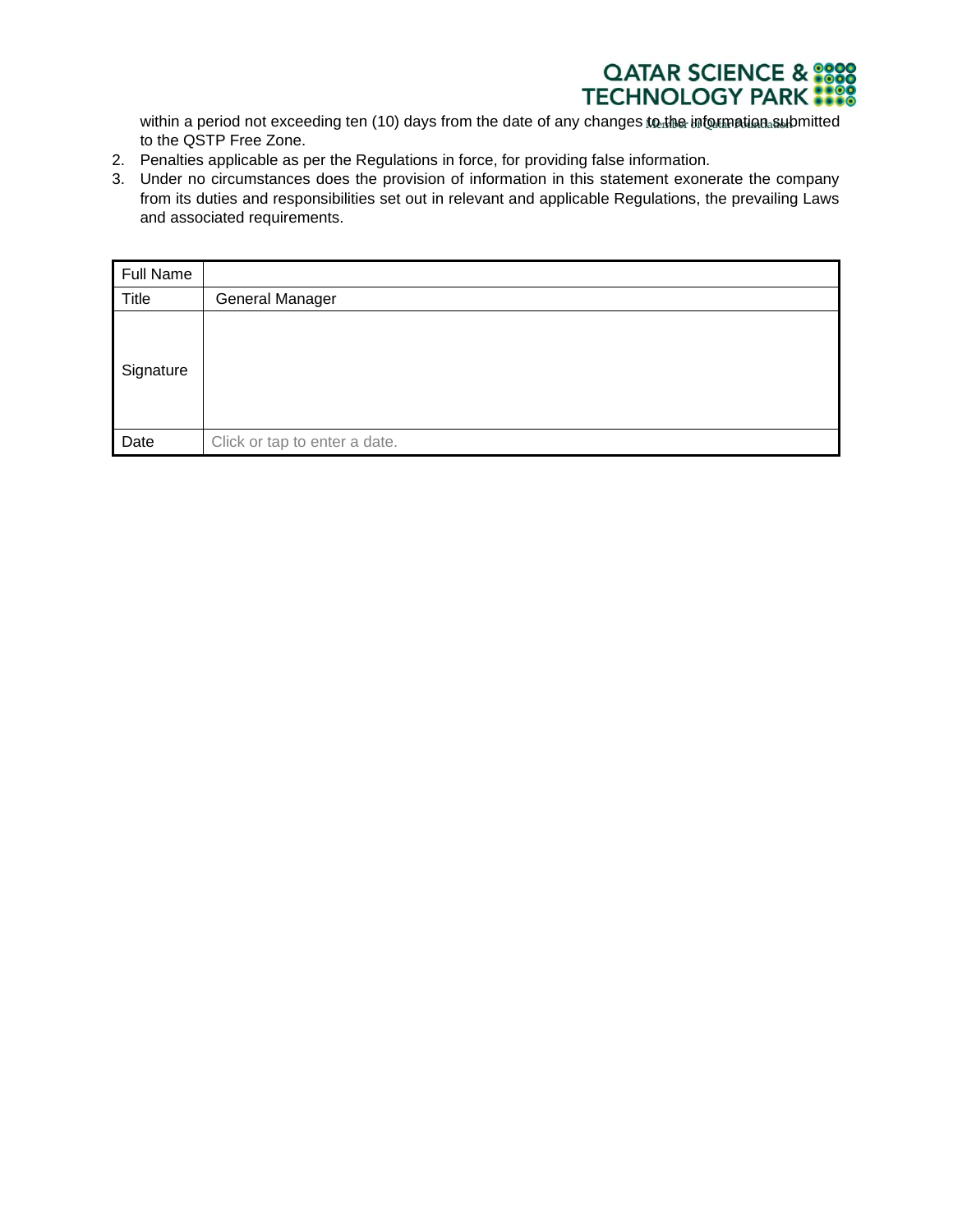within a period not exceeding ten (10) days from the date of any changes to the information submitted to the QSTP Free Zone.

2. Penalties applicable as per the Regulations in force, for providing false information.
3. Under no circumstances does the provision of information in this statement exonerate the company from its duties and responsibilities set out in relevant and applicable Regulations, the prevailing Laws and associated requirements.

| | |
|---|---|
| Full Name | |
| Title | General Manager |
| Signature | |
| Date | Click or tap to enter a date. |